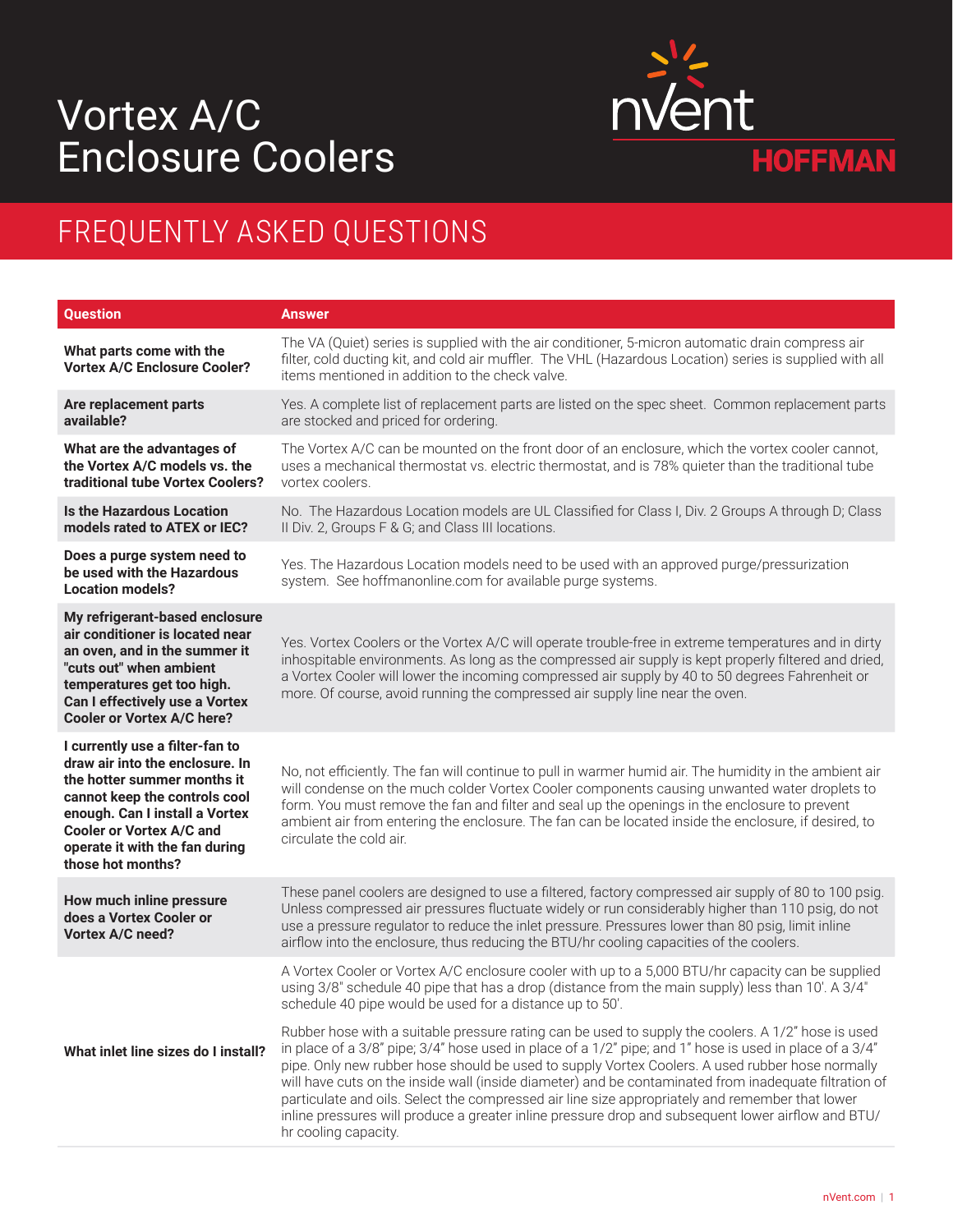# Vortex A/C Enclosure Coolers

nVent HOFFMAN

## FREQUENTLY ASKED QUESTIONS

| Question | Answer |
|---|---|
| **What parts come with the Vortex A/C Enclosure Cooler?** | The VA (Quiet) series is supplied with the air conditioner, 5-micron automatic drain compress air filter, cold ducting kit, and cold air muffler. The VHL (Hazardous Location) series is supplied with all items mentioned in addition to the check valve. |
| **Are replacement parts available?** | Yes. A complete list of replacement parts are listed on the spec sheet. Common replacement parts are stocked and priced for ordering. |
| **What are the advantages of the Vortex A/C models vs. the traditional tube Vortex Coolers?** | The Vortex A/C can be mounted on the front door of an enclosure, which the vortex cooler cannot, uses a mechanical thermostat vs. electric thermostat, and is 78% quieter than the traditional tube vortex coolers. |
| **Is the Hazardous Location models rated to ATEX or IEC?** | No. The Hazardous Location models are UL Classified for Class I, Div. 2 Groups A through D; Class II Div. 2, Groups F & G; and Class III locations. |
| **Does a purge system need to be used with the Hazardous Location models?** | Yes. The Hazardous Location models need to be used with an approved purge/pressurization system. See hoffmanonline.com for available purge systems. |
| **My refrigerant-based enclosure air conditioner is located near an oven, and in the summer it "cuts out" when ambient temperatures get too high. Can I effectively use a Vortex Cooler or Vortex A/C here?** | Yes. Vortex Coolers or the Vortex A/C will operate trouble-free in extreme temperatures and in dirty inhospitable environments. As long as the compressed air supply is kept properly filtered and dried, a Vortex Cooler will lower the incoming compressed air supply by 40 to 50 degrees Fahrenheit or more. Of course, avoid running the compressed air supply line near the oven. |
| **I currently use a filter-fan to draw air into the enclosure. In the hotter summer months it cannot keep the controls cool enough. Can I install a Vortex Cooler or Vortex A/C and operate it with the fan during those hot months?** | No, not efficiently. The fan will continue to pull in warmer humid air. The humidity in the ambient air will condense on the much colder Vortex Cooler components causing unwanted water droplets to form. You must remove the fan and filter and seal up the openings in the enclosure to prevent ambient air from entering the enclosure. The fan can be located inside the enclosure, if desired, to circulate the cold air. |
| **How much inline pressure does a Vortex Cooler or Vortex A/C need?** | These panel coolers are designed to use a filtered, factory compressed air supply of 80 to 100 psig. Unless compressed air pressures fluctuate widely or run considerably higher than 110 psig, do not use a pressure regulator to reduce the inlet pressure. Pressures lower than 80 psig, limit inline airflow into the enclosure, thus reducing the BTU/hr cooling capacities of the coolers. |
| **What inlet line sizes do I install?** | A Vortex Cooler or Vortex A/C enclosure cooler with up to a 5,000 BTU/hr capacity can be supplied using 3/8" schedule 40 pipe that has a drop (distance from the main supply) less than 10'. A 3/4" schedule 40 pipe would be used for a distance up to 50'. <br><br> Rubber hose with a suitable pressure rating can be used to supply the coolers. A 1/2" hose is used in place of a 3/8" pipe; 3/4" hose used in place of a 1/2" pipe; and 1" hose is used in place of a 3/4" pipe. Only new rubber hose should be used to supply Vortex Coolers. A used rubber hose normally will have cuts on the inside wall (inside diameter) and be contaminated from inadequate filtration of particulate and oils. Select the compressed air line size appropriately and remember that lower inline pressures will produce a greater inline pressure drop and subsequent lower airflow and BTU/hr cooling capacity. |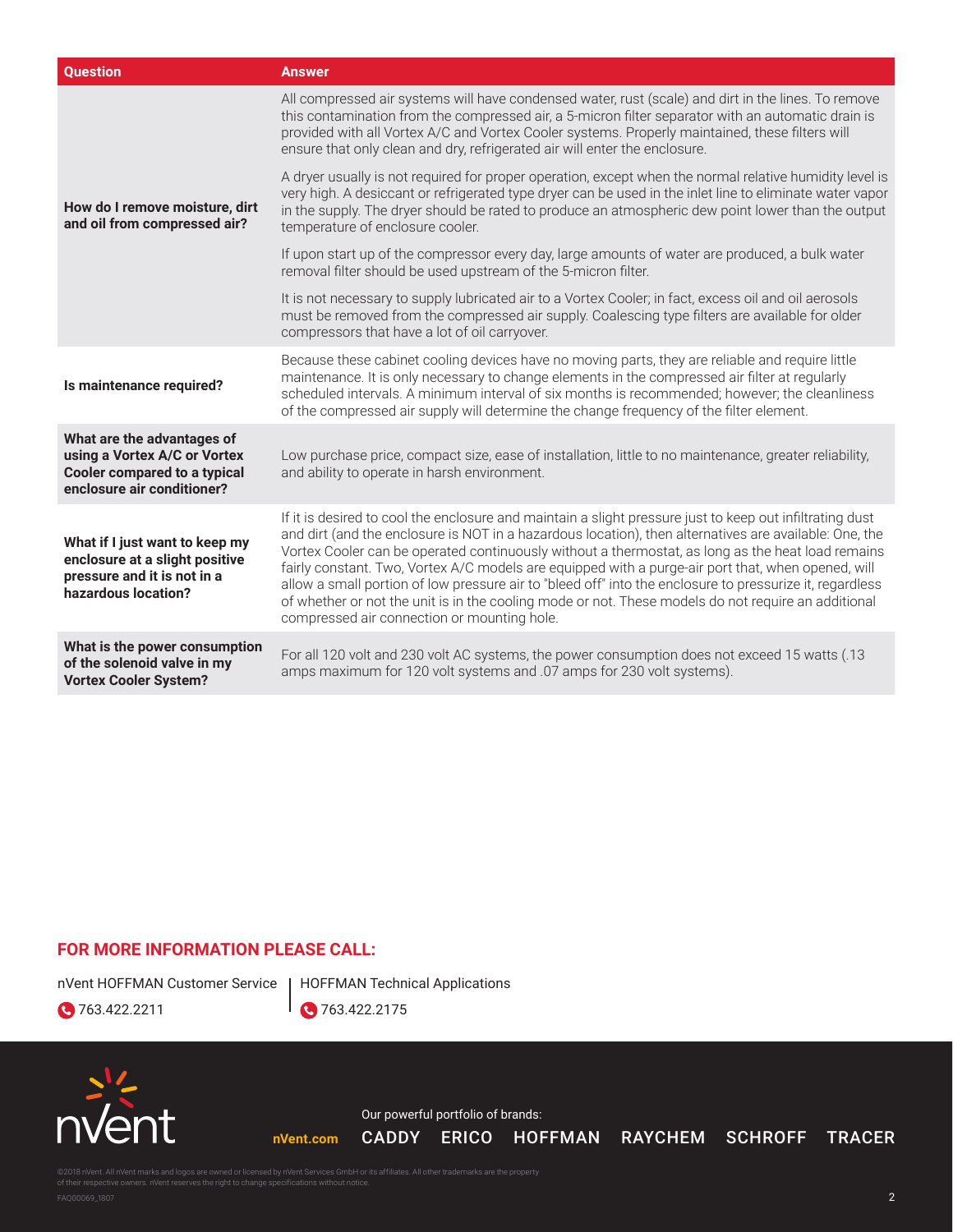| Question | Answer |
|---|---|
| **How do I remove moisture, dirt and oil from compressed air?** | All compressed air systems will have condensed water, rust (scale) and dirt in the lines. To remove this contamination from the compressed air, a 5-micron filter separator with an automatic drain is provided with all Vortex A/C and Vortex Cooler systems. Properly maintained, these filters will ensure that only clean and dry, refrigerated air will enter the enclosure.<br><br>A dryer usually is not required for proper operation, except when the normal relative humidity level is very high. A desiccant or refrigerated type dryer can be used in the inlet line to eliminate water vapor in the supply. The dryer should be rated to produce an atmospheric dew point lower than the output temperature of enclosure cooler.<br><br>If upon start up of the compressor every day, large amounts of water are produced, a bulk water removal filter should be used upstream of the 5-micron filter.<br><br>It is not necessary to supply lubricated air to a Vortex Cooler; in fact, excess oil and oil aerosols must be removed from the compressed air supply. Coalescing type filters are available for older compressors that have a lot of oil carryover. |
| **Is maintenance required?** | Because these cabinet cooling devices have no moving parts, they are reliable and require little maintenance. It is only necessary to change elements in the compressed air filter at regularly scheduled intervals. A minimum interval of six months is recommended; however, the cleanliness of the compressed air supply will determine the change frequency of the filter element. |
| **What are the advantages of using a Vortex A/C or Vortex Cooler compared to a typical enclosure air conditioner?** | Low purchase price, compact size, ease of installation, little to no maintenance, greater reliability, and ability to operate in harsh environment. |
| **What if I just want to keep my enclosure at a slight positive pressure and it is not in a hazardous location?** | If it is desired to cool the enclosure and maintain a slight pressure just to keep out infiltrating dust and dirt (and the enclosure is NOT in a hazardous location), then alternatives are available: One, the Vortex Cooler can be operated continuously without a thermostat, as long as the heat load remains fairly constant. Two, Vortex A/C models are equipped with a purge-air port that, when opened, will allow a small portion of low pressure air to "bleed off" into the enclosure to pressurize it, regardless of whether or not the unit is in the cooling mode or not. These models do not require an additional compressed air connection or mounting hole. |
| **What is the power consumption of the solenoid valve in my Vortex Cooler System?** | For all 120 volt and 230 volt AC systems, the power consumption does not exceed 15 watts (.13 amps maximum for 120 volt systems and .07 amps for 230 volt systems). |

## FOR MORE INFORMATION PLEASE CALL:

nVent HOFFMAN Customer Service
763.422.2211

HOFFMAN Technical Applications
763.422.2175

nVent.com

Our powerful portfolio of brands:
CADDY ERICO HOFFMAN RAYCHEM SCHROFF TRACER

©2018 nVent. All nVent marks and logos are owned or licensed by nVent Services GmbH or its affiliates. All other trademarks are the property of their respective owners. nVent reserves the right to change specifications without notice.

FAQ00069_1807